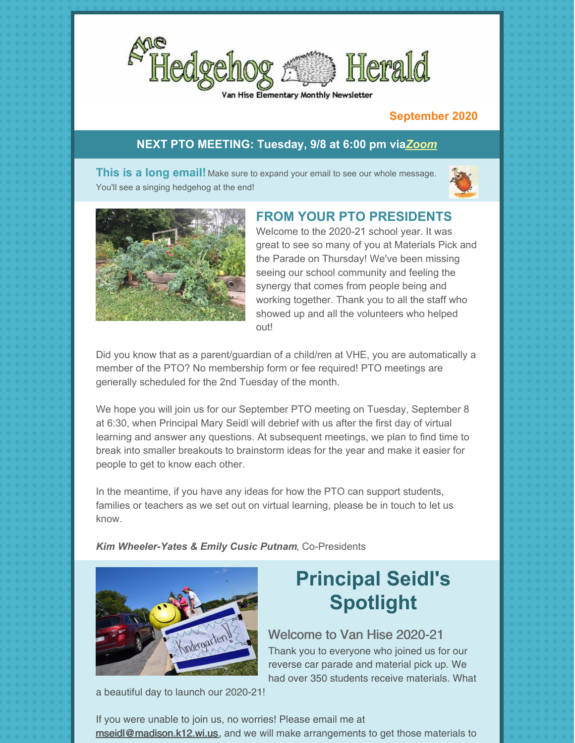# The Hedgehog Herald

Van Hise Elementary Monthly Newsletter

**September 2020**

**NEXT PTO MEETING: Tuesday, 9/8 at 6:00 pm via *Zoom***

**This is a long email!** Make sure to expand your email to see our whole message. You'll see a singing hedgehog at the end!

## FROM YOUR PTO PRESIDENTS

Welcome to the 2020-21 school year. It was great to see so many of you at Materials Pick and the Parade on Thursday! We've been missing seeing our school community and feeling the synergy that comes from people being and working together. Thank you to all the staff who showed up and all the volunteers who helped out!

Did you know that as a parent/guardian of a child/ren at VHE, you are automatically a member of the PTO? No membership form or fee required! PTO meetings are generally scheduled for the 2nd Tuesday of the month.

We hope you will join us for our September PTO meeting on Tuesday, September 8 at 6:30, when Principal Mary Seidl will debrief with us after the first day of virtual learning and answer any questions. At subsequent meetings, we plan to find time to break into smaller breakouts to brainstorm ideas for the year and make it easier for people to get to know each other.

In the meantime, if you have any ideas for how the PTO can support students, families or teachers as we set out on virtual learning, please be in touch to let us know.

***Kim Wheeler-Yates & Emily Cusic Putnam***, Co-Presidents

# Principal Seidl's Spotlight

## Welcome to Van Hise 2020-21

Thank you to everyone who joined us for our reverse car parade and material pick up. We had over 350 students receive materials. What a beautiful day to launch our 2020-21!

If you were unable to join us, no worries! Please email me at mseidl@madison.k12.wi.us, and we will make arrangements to get those materials to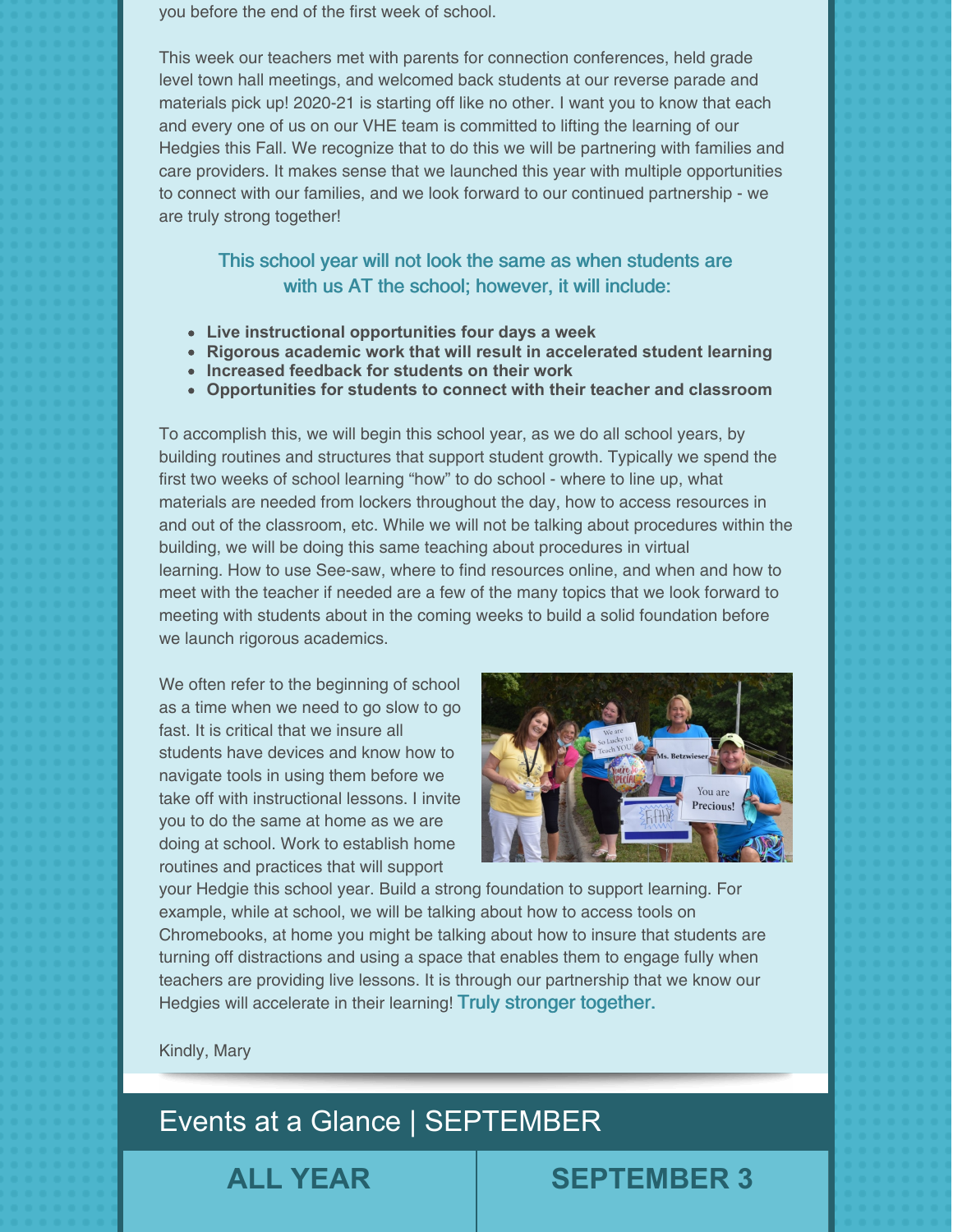you before the end of the first week of school.

This week our teachers met with parents for connection conferences, held grade level town hall meetings, and welcomed back students at our reverse parade and materials pick up! 2020-21 is starting off like no other. I want you to know that each and every one of us on our VHE team is committed to lifting the learning of our Hedgies this Fall. We recognize that to do this we will be partnering with families and care providers. It makes sense that we launched this year with multiple opportunities to connect with our families, and we look forward to our continued partnership - we are truly strong together!

### This school year will not look the same as when students are with us AT the school; however, it will include:

- **Live instructional opportunities four days a week**
- **Rigorous academic work that will result in accelerated student learning**
- **Increased feedback for students on their work**
- **Opportunities for students to connect with their teacher and classroom**

To accomplish this, we will begin this school year, as we do all school years, by building routines and structures that support student growth. Typically we spend the first two weeks of school learning "how" to do school - where to line up, what materials are needed from lockers throughout the day, how to access resources in and out of the classroom, etc. While we will not be talking about procedures within the building, we will be doing this same teaching about procedures in virtual learning. How to use See-saw, where to find resources online, and when and how to meet with the teacher if needed are a few of the many topics that we look forward to meeting with students about in the coming weeks to build a solid foundation before we launch rigorous academics.

We often refer to the beginning of school as a time when we need to go slow to go fast. It is critical that we insure all students have devices and know how to navigate tools in using them before we take off with instructional lessons. I invite you to do the same at home as we are doing at school. Work to establish home routines and practices that will support your Hedgie this school year. Build a strong foundation to support learning. For example, while at school, we will be talking about how to access tools on Chromebooks, at home you might be talking about how to insure that students are turning off distractions and using a space that enables them to engage fully when teachers are providing live lessons. It is through our partnership that we know our Hedgies will accelerate in their learning! Truly stronger together.

Kindly, Mary

## Events at a Glance | SEPTEMBER

| ALL YEAR | SEPTEMBER 3 |
|---|---|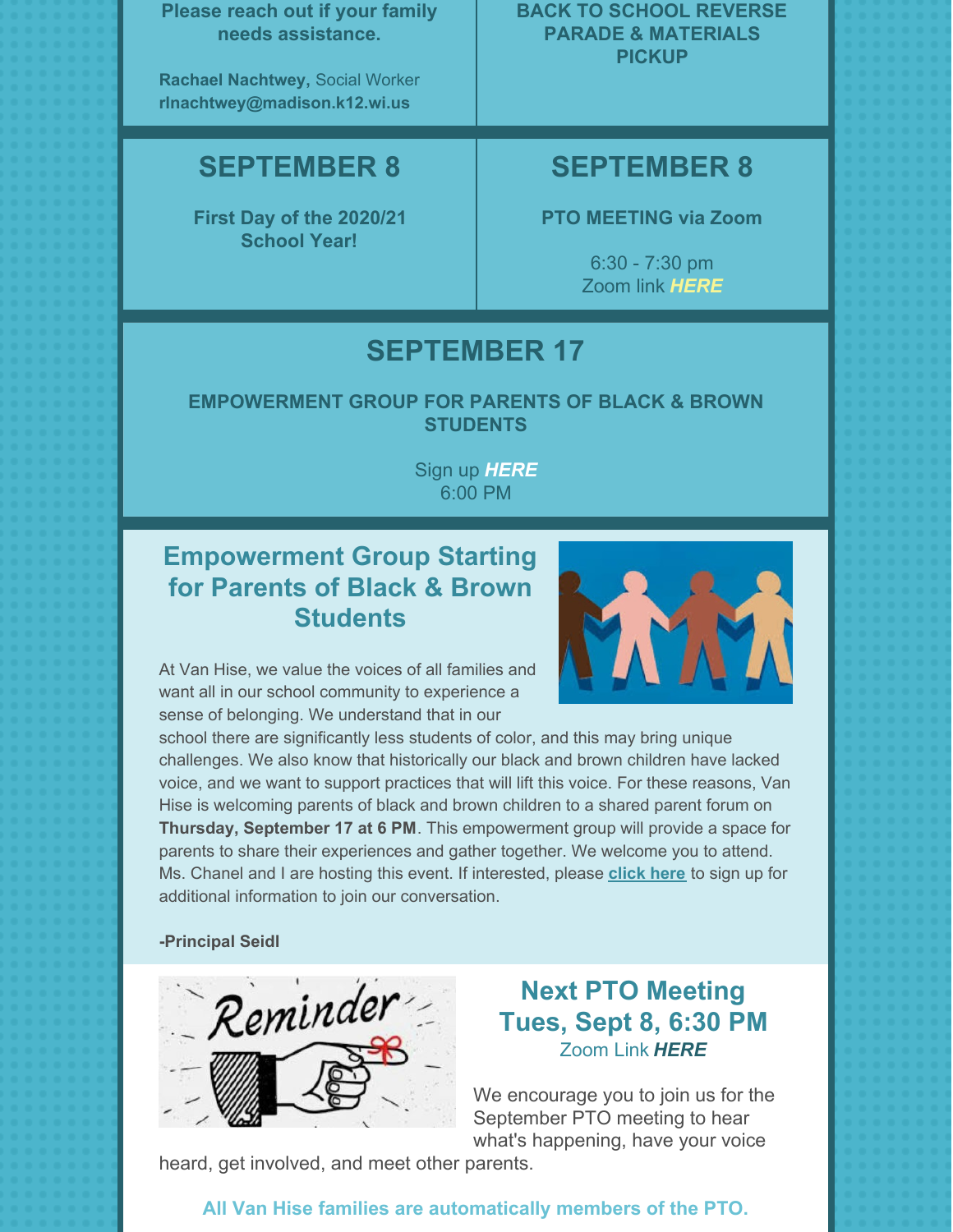**Please reach out if your family needs assistance.**

**Rachael Nachtwey,** Social Worker
**rlnachtwey@madison.k12.wi.us**

**BACK TO SCHOOL REVERSE PARADE & MATERIALS PICKUP**

## SEPTEMBER 8

**First Day of the 2020/21 School Year!**

## SEPTEMBER 8

**PTO MEETING via Zoom**

6:30 - 7:30 pm
Zoom link ***HERE***

## SEPTEMBER 17

**EMPOWERMENT GROUP FOR PARENTS OF BLACK & BROWN STUDENTS**

Sign up ***HERE***
6:00 PM

## Empowerment Group Starting for Parents of Black & Brown Students

At Van Hise, we value the voices of all families and want all in our school community to experience a sense of belonging. We understand that in our school there are significantly less students of color, and this may bring unique challenges. We also know that historically our black and brown children have lacked voice, and we want to support practices that will lift this voice. For these reasons, Van Hise is welcoming parents of black and brown children to a shared parent forum on **Thursday, September 17 at 6 PM**. This empowerment group will provide a space for parents to share their experiences and gather together. We welcome you to attend. Ms. Chanel and I are hosting this event. If interested, please **click here** to sign up for additional information to join our conversation.

**-Principal Seidl**

## Next PTO Meeting Tues, Sept 8, 6:30 PM

Zoom Link ***HERE***

We encourage you to join us for the September PTO meeting to hear what's happening, have your voice heard, get involved, and meet other parents.

**All Van Hise families are automatically members of the PTO.**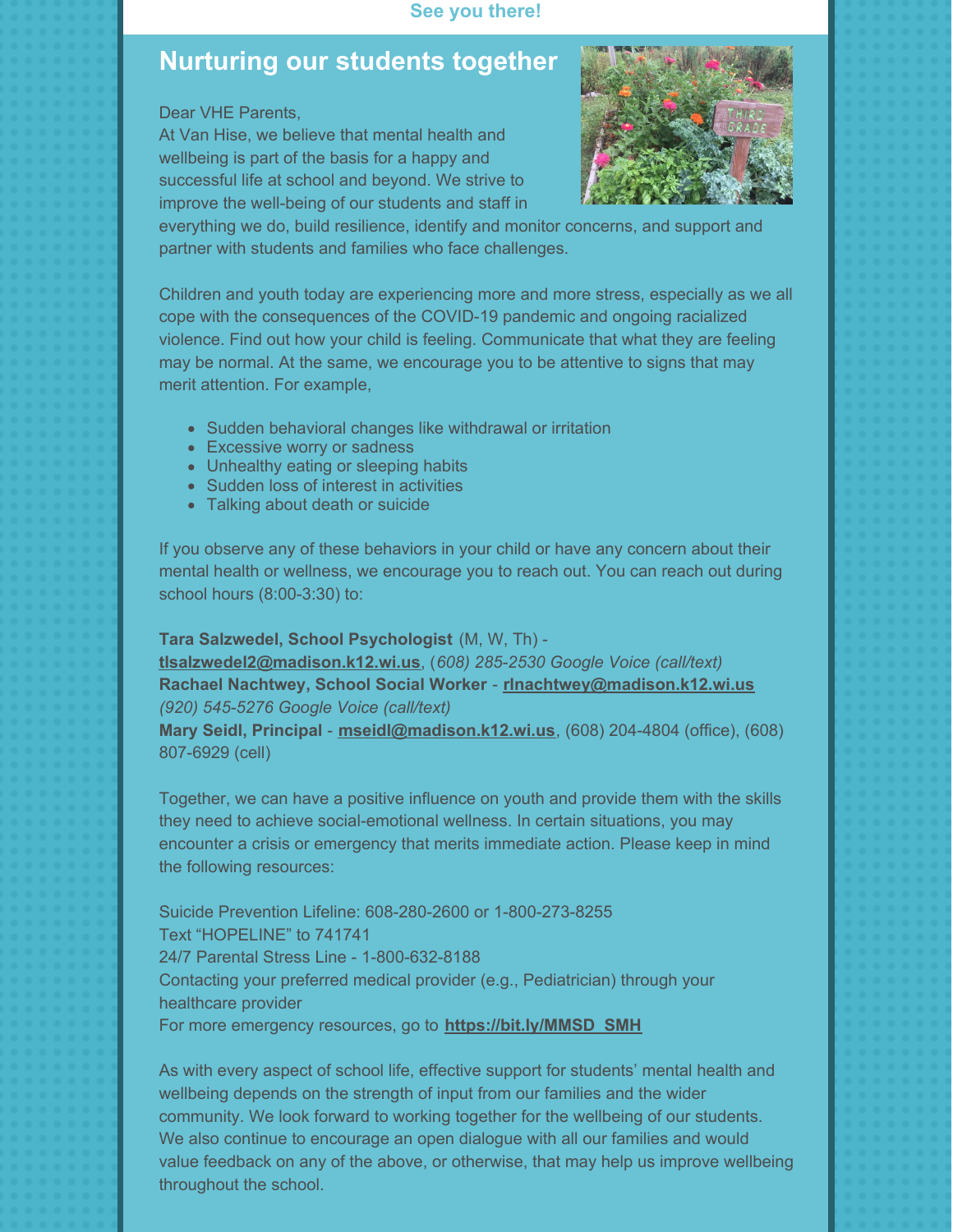**See you there!**

## Nurturing our students together

Dear VHE Parents,
At Van Hise, we believe that mental health and wellbeing is part of the basis for a happy and successful life at school and beyond. We strive to improve the well-being of our students and staff in everything we do, build resilience, identify and monitor concerns, and support and partner with students and families who face challenges.

Children and youth today are experiencing more and more stress, especially as we all cope with the consequences of the COVID-19 pandemic and ongoing racialized violence. Find out how your child is feeling. Communicate that what they are feeling may be normal. At the same, we encourage you to be attentive to signs that may merit attention. For example,

- Sudden behavioral changes like withdrawal or irritation
- Excessive worry or sadness
- Unhealthy eating or sleeping habits
- Sudden loss of interest in activities
- Talking about death or suicide

If you observe any of these behaviors in your child or have any concern about their mental health or wellness, we encourage you to reach out. You can reach out during school hours (8:00-3:30) to:

**Tara Salzwedel, School Psychologist** (M, W, Th) - **tlsalzwedel2@madison.k12.wi.us**, (*608) 285-2530 Google Voice (call/text)*
**Rachael Nachtwey, School Social Worker** - **rlnachtwey@madison.k12.wi.us** *(920) 545-5276 Google Voice (call/text)*
**Mary Seidl, Principal** - **mseidl@madison.k12.wi.us**, (608) 204-4804 (office), (608) 807-6929 (cell)

Together, we can have a positive influence on youth and provide them with the skills they need to achieve social-emotional wellness. In certain situations, you may encounter a crisis or emergency that merits immediate action. Please keep in mind the following resources:

Suicide Prevention Lifeline: 608-280-2600 or 1-800-273-8255
Text "HOPELINE" to 741741
24/7 Parental Stress Line - 1-800-632-8188
Contacting your preferred medical provider (e.g., Pediatrician) through your healthcare provider
For more emergency resources, go to **https://bit.ly/MMSD_SMH**

As with every aspect of school life, effective support for students' mental health and wellbeing depends on the strength of input from our families and the wider community. We look forward to working together for the wellbeing of our students. We also continue to encourage an open dialogue with all our families and would value feedback on any of the above, or otherwise, that may help us improve wellbeing throughout the school.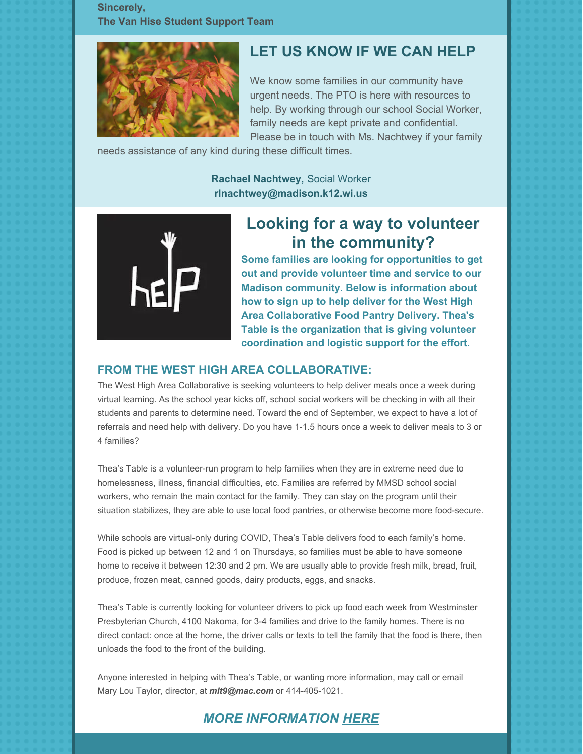**Sincerely,**
**The Van Hise Student Support Team**

## LET US KNOW IF WE CAN HELP

We know some families in our community have urgent needs. The PTO is here with resources to help. By working through our school Social Worker, family needs are kept private and confidential. Please be in touch with Ms. Nachtwey if your family needs assistance of any kind during these difficult times.

**Rachael Nachtwey,** Social Worker
**rlnachtwey@madison.k12.wi.us**

## Looking for a way to volunteer in the community?

**Some families are looking for opportunities to get out and provide volunteer time and service to our Madison community. Below is information about how to sign up to help deliver for the West High Area Collaborative Food Pantry Delivery. Thea's Table is the organization that is giving volunteer coordination and logistic support for the effort.**

### FROM THE WEST HIGH AREA COLLABORATIVE:

The West High Area Collaborative is seeking volunteers to help deliver meals once a week during virtual learning. As the school year kicks off, school social workers will be checking in with all their students and parents to determine need. Toward the end of September, we expect to have a lot of referrals and need help with delivery. Do you have 1-1.5 hours once a week to deliver meals to 3 or 4 families?

Thea's Table is a volunteer-run program to help families when they are in extreme need due to homelessness, illness, financial difficulties, etc. Families are referred by MMSD school social workers, who remain the main contact for the family. They can stay on the program until their situation stabilizes, they are able to use local food pantries, or otherwise become more food-secure.

While schools are virtual-only during COVID, Thea's Table delivers food to each family's home. Food is picked up between 12 and 1 on Thursdays, so families must be able to have someone home to receive it between 12:30 and 2 pm. We are usually able to provide fresh milk, bread, fruit, produce, frozen meat, canned goods, dairy products, eggs, and snacks.

Thea's Table is currently looking for volunteer drivers to pick up food each week from Westminster Presbyterian Church, 4100 Nakoma, for 3-4 families and drive to the family homes. There is no direct contact: once at the home, the driver calls or texts to tell the family that the food is there, then unloads the food to the front of the building.

Anyone interested in helping with Thea's Table, or wanting more information, may call or email Mary Lou Taylor, director, at ***mlt9@mac.com*** or 414-405-1021.

### *MORE INFORMATION HERE*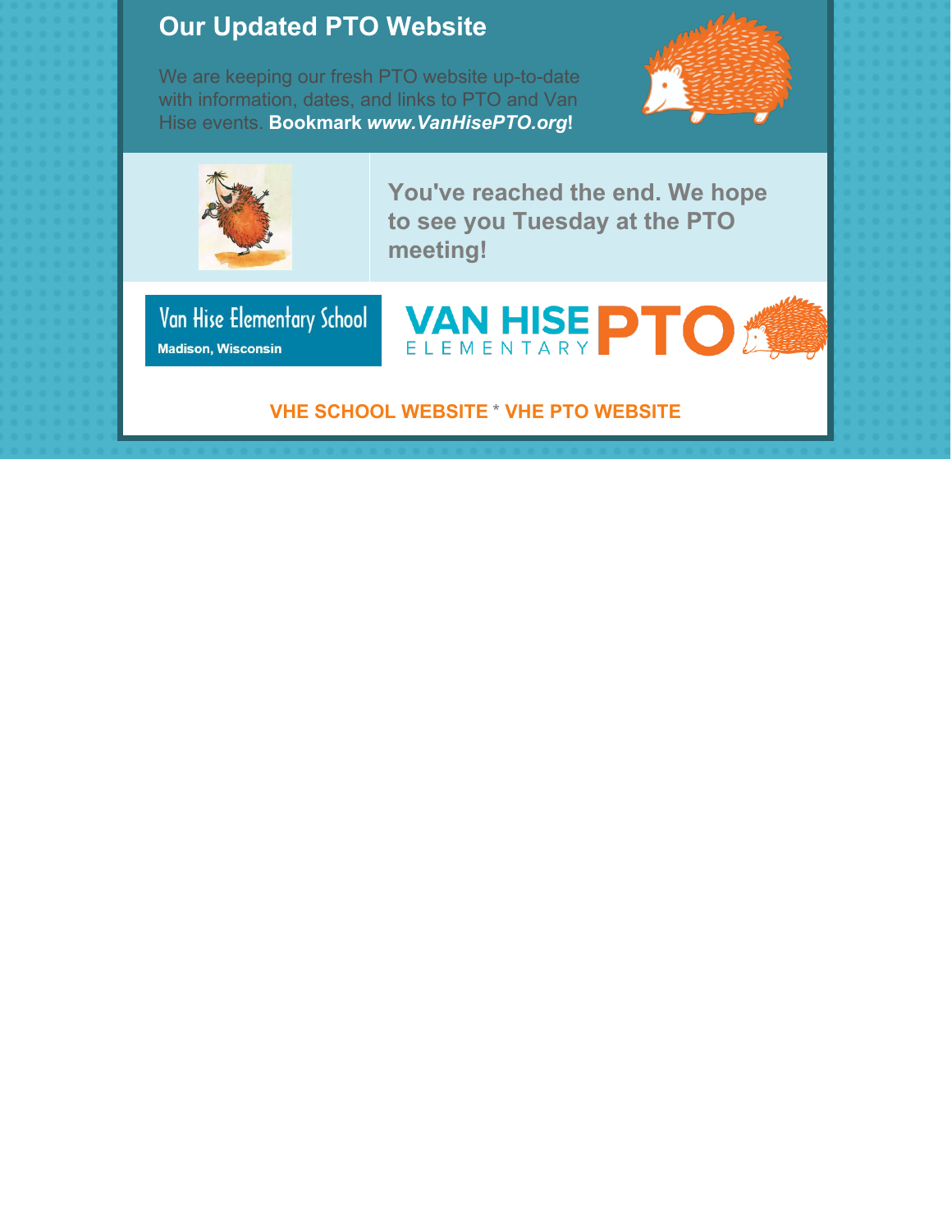## Our Updated PTO Website

We are keeping our fresh PTO website up-to-date with information, dates, and links to PTO and Van Hise events. **Bookmark *www.VanHisePTO.org*!**

**You've reached the end. We hope to see you Tuesday at the PTO meeting!**

Van Hise Elementary School
Madison, Wisconsin

VAN HISE ELEMENTARY PTO

**VHE SCHOOL WEBSITE** * **VHE PTO WEBSITE**